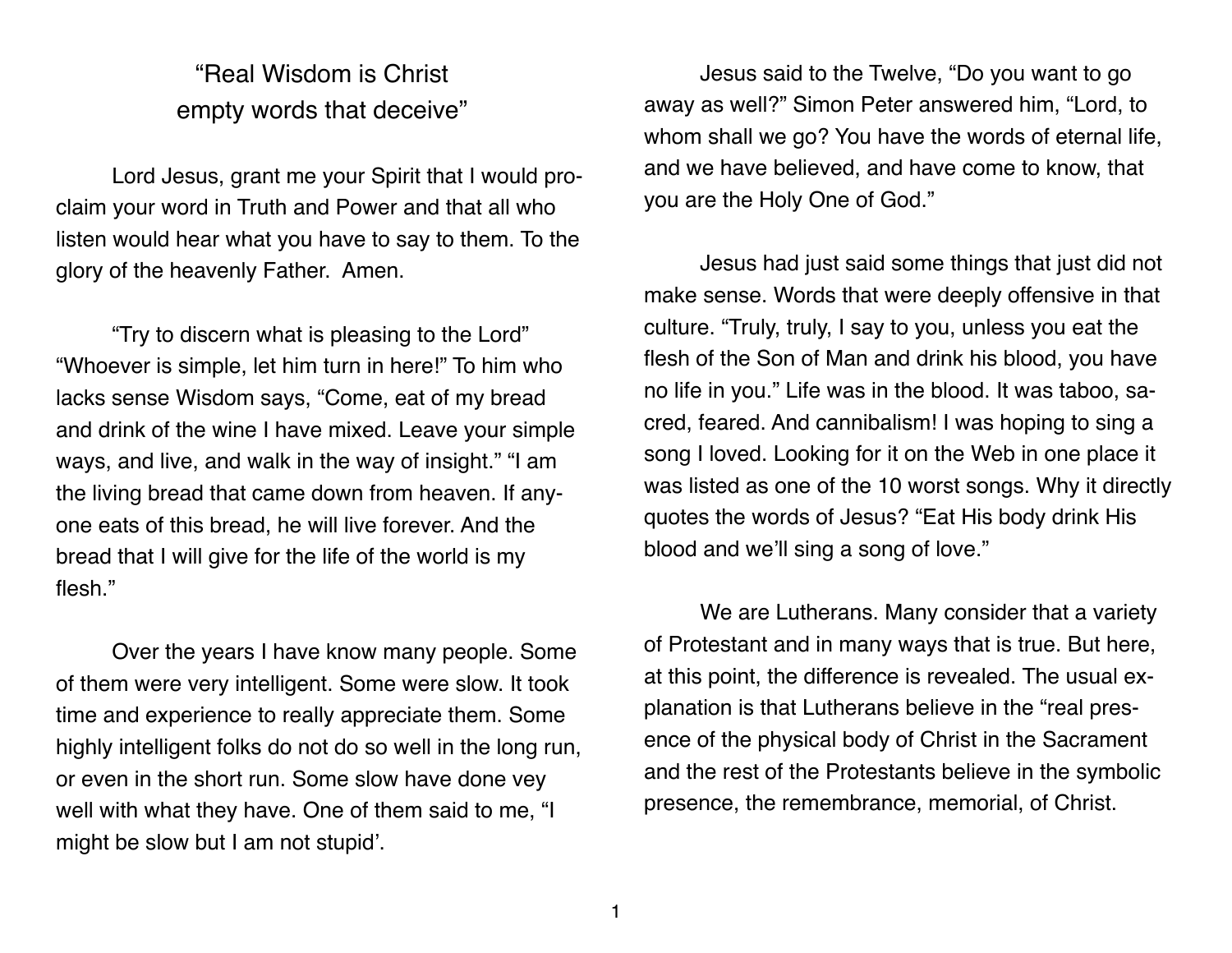# "Real Wisdom is Christ empty words that deceive"

Lord Jesus, grant me your Spirit that I would proclaim your word in Truth and Power and that all who listen would hear what you have to say to them. To the glory of the heavenly Father. Amen.

"Try to discern what is pleasing to the Lord" "Whoever is simple, let him turn in here!" To him who lacks sense Wisdom says, "Come, eat of my bread and drink of the wine I have mixed. Leave your simple ways, and live, and walk in the way of insight." "I am the living bread that came down from heaven. If anyone eats of this bread, he will live forever. And the bread that I will give for the life of the world is my flesh."

Over the years I have know many people. Some of them were very intelligent. Some were slow. It took time and experience to really appreciate them. Some highly intelligent folks do not do so well in the long run, or even in the short run. Some slow have done vey well with what they have. One of them said to me, "I might be slow but I am not stupid'.

Jesus said to the Twelve, "Do you want to go away as well?" Simon Peter answered him, "Lord, to whom shall we go? You have the words of eternal life, and we have believed, and have come to know, that you are the Holy One of God."

Jesus had just said some things that just did not make sense. Words that were deeply offensive in that culture. "Truly, truly, I say to you, unless you eat the flesh of the Son of Man and drink his blood, you have no life in you." Life was in the blood. It was taboo, sacred, feared. And cannibalism! I was hoping to sing a song I loved. Looking for it on the Web in one place it was listed as one of the 10 worst songs. Why it directly quotes the words of Jesus? "Eat His body drink His blood and we'll sing a song of love."

We are Lutherans. Many consider that a variety of Protestant and in many ways that is true. But here, at this point, the difference is revealed. The usual explanation is that Lutherans believe in the "real presence of the physical body of Christ in the Sacrament and the rest of the Protestants believe in the symbolic presence, the remembrance, memorial, of Christ.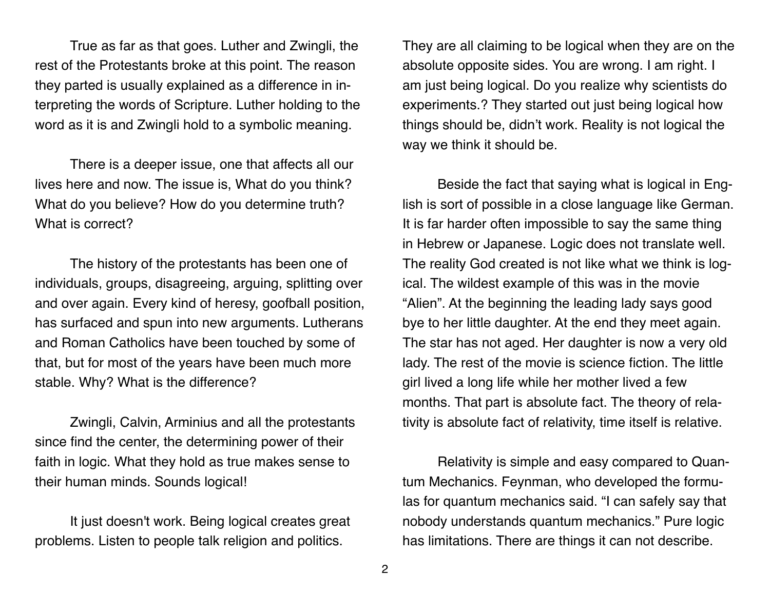True as far as that goes. Luther and Zwingli, the rest of the Protestants broke at this point. The reason they parted is usually explained as a difference in interpreting the words of Scripture. Luther holding to the word as it is and Zwingli hold to a symbolic meaning.

There is a deeper issue, one that affects all our lives here and now. The issue is, What do you think? What do you believe? How do you determine truth? What is correct?

The history of the protestants has been one of individuals, groups, disagreeing, arguing, splitting over and over again. Every kind of heresy, goofball position, has surfaced and spun into new arguments. Lutherans and Roman Catholics have been touched by some of that, but for most of the years have been much more stable. Why? What is the difference?

Zwingli, Calvin, Arminius and all the protestants since find the center, the determining power of their faith in logic. What they hold as true makes sense to their human minds. Sounds logical!

It just doesn't work. Being logical creates great problems. Listen to people talk religion and politics. They are all claiming to be logical when they are on the absolute opposite sides. You are wrong. I am right. I am just being logical. Do you realize why scientists do experiments.? They started out just being logical how things should be, didn't work. Reality is not logical the way we think it should be.

Beside the fact that saying what is logical in English is sort of possible in a close language like German. It is far harder often impossible to say the same thing in Hebrew or Japanese. Logic does not translate well. The reality God created is not like what we think is logical. The wildest example of this was in the movie "Alien". At the beginning the leading lady says good bye to her little daughter. At the end they meet again. The star has not aged. Her daughter is now a very old lady. The rest of the movie is science fiction. The little girl lived a long life while her mother lived a few months. That part is absolute fact. The theory of relativity is absolute fact of relativity, time itself is relative.

Relativity is simple and easy compared to Quantum Mechanics. Feynman, who developed the formulas for quantum mechanics said. "I can safely say that nobody understands quantum mechanics." Pure logic has limitations. There are things it can not describe.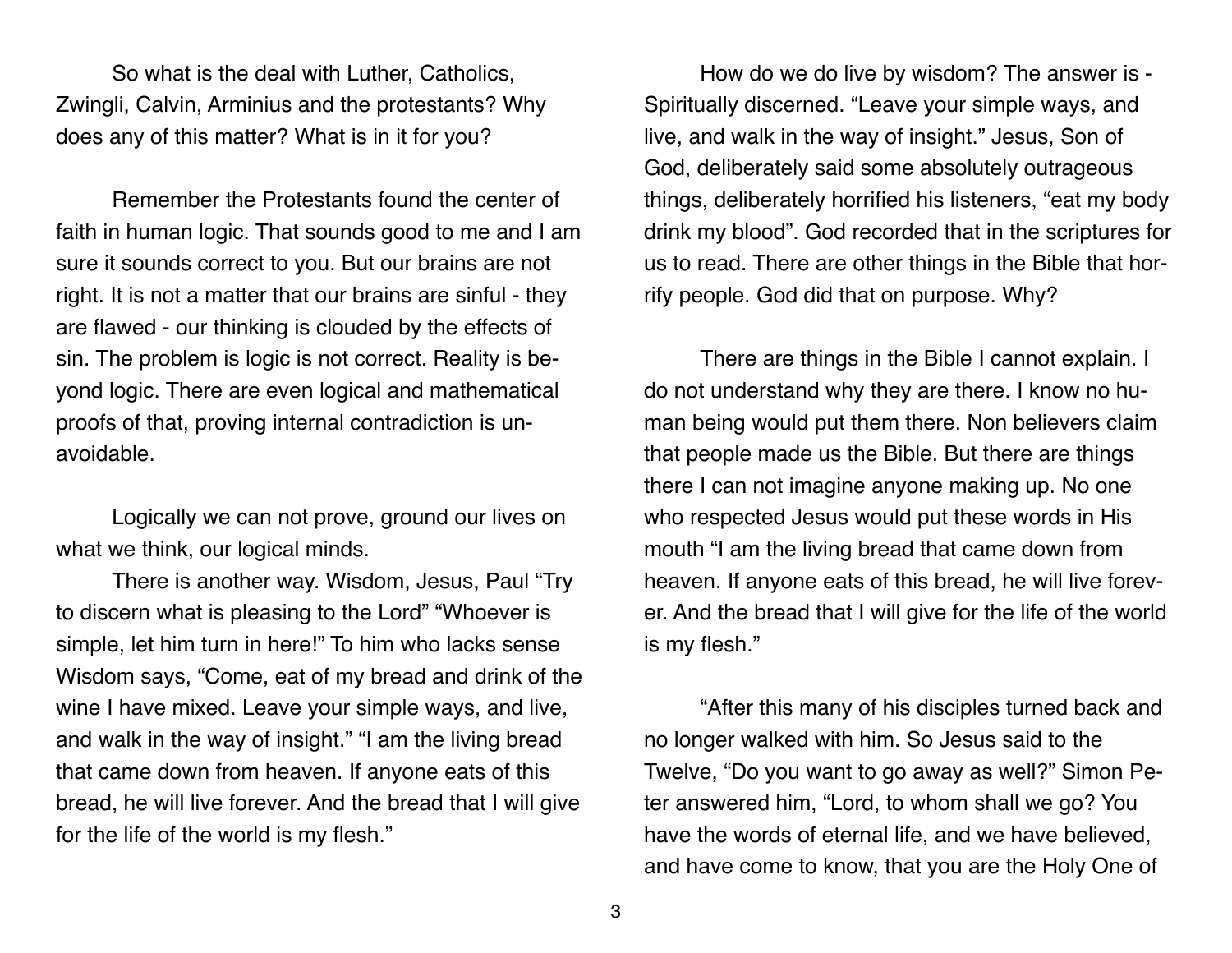So what is the deal with Luther, Catholics, Zwingli, Calvin, Arminius and the protestants? Why does any of this matter? What is in it for you?

Remember the Protestants found the center of faith in human logic. That sounds good to me and I am sure it sounds correct to you. But our brains are not right. It is not a matter that our brains are sinful - they are flawed - our thinking is clouded by the effects of sin. The problem is logic is not correct. Reality is beyond logic. There are even logical and mathematical proofs of that, proving internal contradiction is unavoidable.

Logically we can not prove, ground our lives on what we think, our logical minds.

There is another way. Wisdom, Jesus, Paul "Try to discern what is pleasing to the Lord" "Whoever is simple, let him turn in here!" To him who lacks sense Wisdom says, "Come, eat of my bread and drink of the wine I have mixed. Leave your simple ways, and live, and walk in the way of insight." "I am the living bread that came down from heaven. If anyone eats of this bread, he will live forever. And the bread that I will give for the life of the world is my flesh."

How do we do live by wisdom? The answer is - Spiritually discerned. "Leave your simple ways, and live, and walk in the way of insight." Jesus, Son of God, deliberately said some absolutely outrageous things, deliberately horrified his listeners, "eat my body drink my blood". God recorded that in the scriptures for us to read. There are other things in the Bible that horrify people. God did that on purpose. Why?

There are things in the Bible I cannot explain. I do not understand why they are there. I know no human being would put them there. Non believers claim that people made us the Bible. But there are things there I can not imagine anyone making up. No one who respected Jesus would put these words in His mouth "I am the living bread that came down from heaven. If anyone eats of this bread, he will live forever. And the bread that I will give for the life of the world is my flesh."

"After this many of his disciples turned back and no longer walked with him. So Jesus said to the Twelve, "Do you want to go away as well?" Simon Peter answered him, "Lord, to whom shall we go? You have the words of eternal life, and we have believed, and have come to know, that you are the Holy One of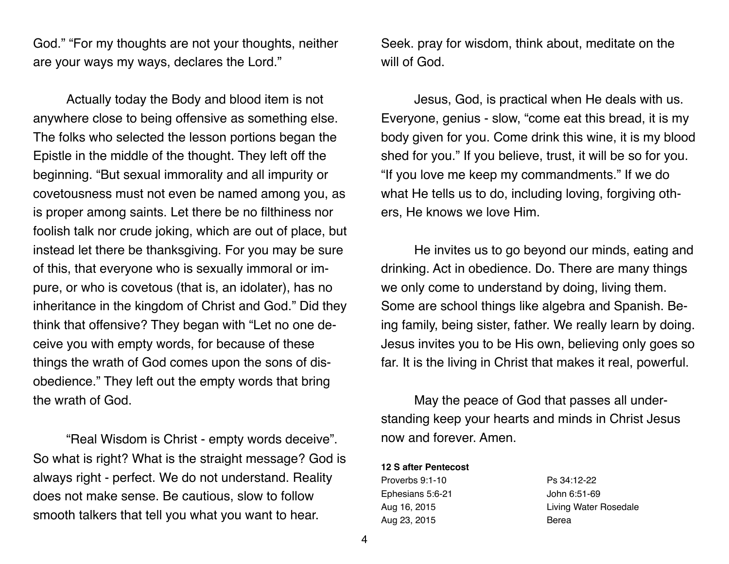God." "For my thoughts are not your thoughts, neither are your ways my ways, declares the Lord."

Actually today the Body and blood item is not anywhere close to being offensive as something else. The folks who selected the lesson portions began the Epistle in the middle of the thought. They left off the beginning. "But sexual immorality and all impurity or covetousness must not even be named among you, as is proper among saints. Let there be no filthiness nor foolish talk nor crude joking, which are out of place, but instead let there be thanksgiving. For you may be sure of this, that everyone who is sexually immoral or impure, or who is covetous (that is, an idolater), has no inheritance in the kingdom of Christ and God." Did they think that offensive? They began with "Let no one deceive you with empty words, for because of these things the wrath of God comes upon the sons of disobedience." They left out the empty words that bring the wrath of God.

"Real Wisdom is Christ - empty words deceive". So what is right? What is the straight message? God is always right - perfect. We do not understand. Reality does not make sense. Be cautious, slow to follow smooth talkers that tell you what you want to hear. Seek. pray for wisdom, think about, meditate on the will of God.

Jesus, God, is practical when He deals with us. Everyone, genius - slow, "come eat this bread, it is my body given for you. Come drink this wine, it is my blood shed for you." If you believe, trust, it will be so for you. "If you love me keep my commandments." If we do what He tells us to do, including loving, forgiving others, He knows we love Him.

He invites us to go beyond our minds, eating and drinking. Act in obedience. Do. There are many things we only come to understand by doing, living them. Some are school things like algebra and Spanish. Being family, being sister, father. We really learn by doing. Jesus invites you to be His own, believing only goes so far. It is the living in Christ that makes it real, powerful.

May the peace of God that passes all understanding keep your hearts and minds in Christ Jesus now and forever. Amen.

**12 S after Pentecost**

| | |
|---|---|
| Proverbs 9:1-10 | Ps 34:12-22 |
| Ephesians 5:6-21 | John 6:51-69 |
| Aug 16, 2015 | Living Water Rosedale |
| Aug 23, 2015 | Berea |